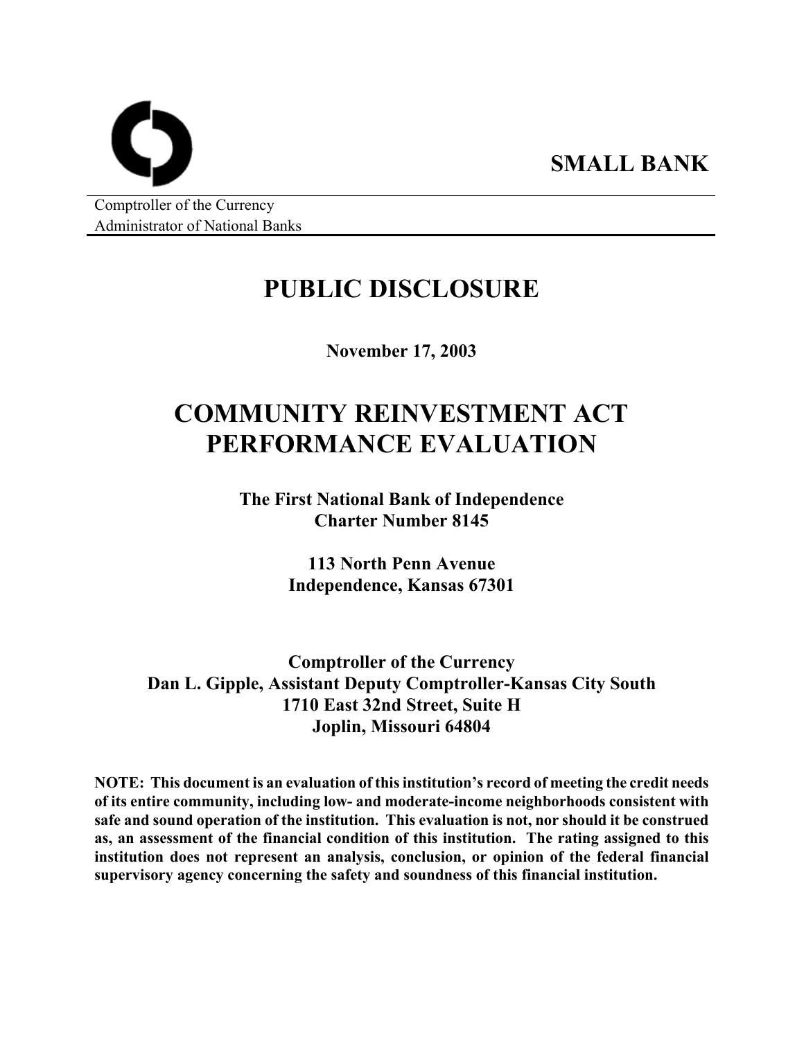**SMALL BANK**

Comptroller of the Currency
Administrator of National Banks

# PUBLIC DISCLOSURE

**November 17, 2003**

# COMMUNITY REINVESTMENT ACT PERFORMANCE EVALUATION

**The First National Bank of Independence**
**Charter Number 8145**

**113 North Penn Avenue**
**Independence, Kansas 67301**

**Comptroller of the Currency**
**Dan L. Gipple, Assistant Deputy Comptroller-Kansas City South**
**1710 East 32nd Street, Suite H**
**Joplin, Missouri 64804**

**NOTE: This document is an evaluation of this institution's record of meeting the credit needs of its entire community, including low- and moderate-income neighborhoods consistent with safe and sound operation of the institution. This evaluation is not, nor should it be construed as, an assessment of the financial condition of this institution. The rating assigned to this institution does not represent an analysis, conclusion, or opinion of the federal financial supervisory agency concerning the safety and soundness of this financial institution.**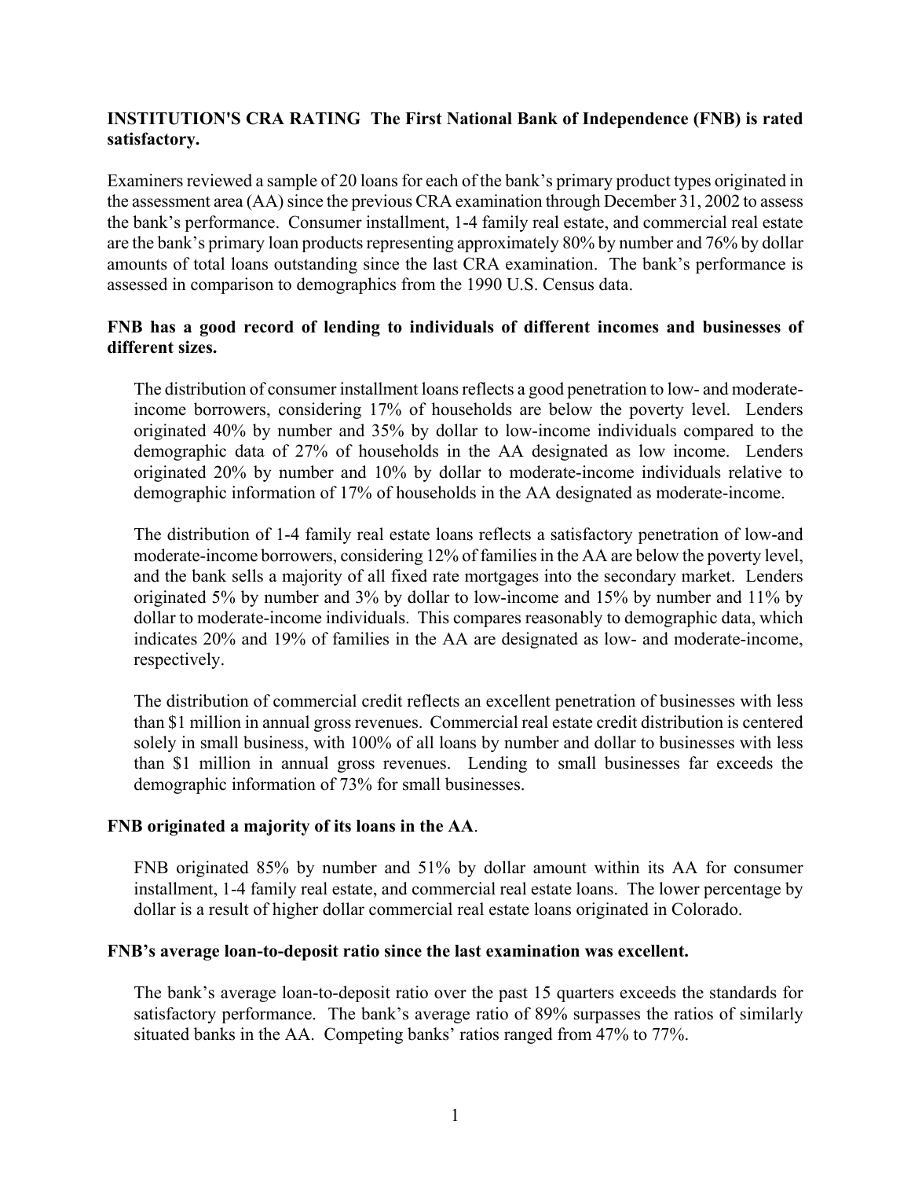**INSTITUTION'S CRA RATING The First National Bank of Independence (FNB) is rated satisfactory.**

Examiners reviewed a sample of 20 loans for each of the bank's primary product types originated in the assessment area (AA) since the previous CRA examination through December 31, 2002 to assess the bank's performance. Consumer installment, 1-4 family real estate, and commercial real estate are the bank's primary loan products representing approximately 80% by number and 76% by dollar amounts of total loans outstanding since the last CRA examination. The bank's performance is assessed in comparison to demographics from the 1990 U.S. Census data.

**FNB has a good record of lending to individuals of different incomes and businesses of different sizes.**

The distribution of consumer installment loans reflects a good penetration to low- and moderate-income borrowers, considering 17% of households are below the poverty level. Lenders originated 40% by number and 35% by dollar to low-income individuals compared to the demographic data of 27% of households in the AA designated as low income. Lenders originated 20% by number and 10% by dollar to moderate-income individuals relative to demographic information of 17% of households in the AA designated as moderate-income.

The distribution of 1-4 family real estate loans reflects a satisfactory penetration of low-and moderate-income borrowers, considering 12% of families in the AA are below the poverty level, and the bank sells a majority of all fixed rate mortgages into the secondary market. Lenders originated 5% by number and 3% by dollar to low-income and 15% by number and 11% by dollar to moderate-income individuals. This compares reasonably to demographic data, which indicates 20% and 19% of families in the AA are designated as low- and moderate-income, respectively.

The distribution of commercial credit reflects an excellent penetration of businesses with less than $1 million in annual gross revenues. Commercial real estate credit distribution is centered solely in small business, with 100% of all loans by number and dollar to businesses with less than $1 million in annual gross revenues. Lending to small businesses far exceeds the demographic information of 73% for small businesses.

**FNB originated a majority of its loans in the AA**.

FNB originated 85% by number and 51% by dollar amount within its AA for consumer installment, 1-4 family real estate, and commercial real estate loans. The lower percentage by dollar is a result of higher dollar commercial real estate loans originated in Colorado.

**FNB's average loan-to-deposit ratio since the last examination was excellent.**

The bank's average loan-to-deposit ratio over the past 15 quarters exceeds the standards for satisfactory performance. The bank's average ratio of 89% surpasses the ratios of similarly situated banks in the AA. Competing banks' ratios ranged from 47% to 77%.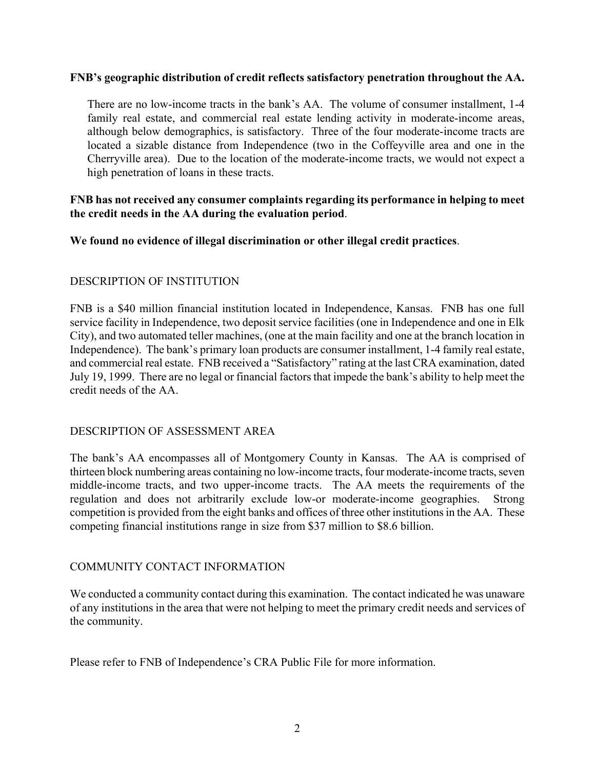**FNB's geographic distribution of credit reflects satisfactory penetration throughout the AA.**

There are no low-income tracts in the bank's AA. The volume of consumer installment, 1-4 family real estate, and commercial real estate lending activity in moderate-income areas, although below demographics, is satisfactory. Three of the four moderate-income tracts are located a sizable distance from Independence (two in the Coffeyville area and one in the Cherryville area). Due to the location of the moderate-income tracts, we would not expect a high penetration of loans in these tracts.

**FNB has not received any consumer complaints regarding its performance in helping to meet the credit needs in the AA during the evaluation period**.

**We found no evidence of illegal discrimination or other illegal credit practices**.

## DESCRIPTION OF INSTITUTION

FNB is a $40 million financial institution located in Independence, Kansas. FNB has one full service facility in Independence, two deposit service facilities (one in Independence and one in Elk City), and two automated teller machines, (one at the main facility and one at the branch location in Independence). The bank's primary loan products are consumer installment, 1-4 family real estate, and commercial real estate. FNB received a "Satisfactory" rating at the last CRA examination, dated July 19, 1999. There are no legal or financial factors that impede the bank's ability to help meet the credit needs of the AA.

## DESCRIPTION OF ASSESSMENT AREA

The bank's AA encompasses all of Montgomery County in Kansas. The AA is comprised of thirteen block numbering areas containing no low-income tracts, four moderate-income tracts, seven middle-income tracts, and two upper-income tracts. The AA meets the requirements of the regulation and does not arbitrarily exclude low-or moderate-income geographies. Strong competition is provided from the eight banks and offices of three other institutions in the AA. These competing financial institutions range in size from $37 million to $8.6 billion.

## COMMUNITY CONTACT INFORMATION

We conducted a community contact during this examination. The contact indicated he was unaware of any institutions in the area that were not helping to meet the primary credit needs and services of the community.

Please refer to FNB of Independence's CRA Public File for more information.